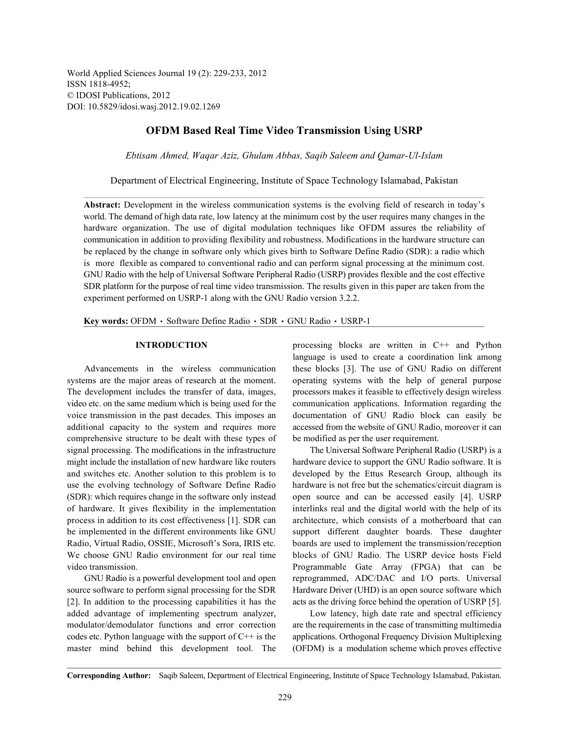# OFDM Based Real Time Video Transmission Using USRP

*Ebtisam Ahmed, Waqar Aziz, Ghulam Abbas, Saqib Saleem and Qamar-Ul-Islam*

Department of Electrical Engineering, Institute of Space Technology Islamabad, Pakistan

**Abstract:** Development in the wireless communication systems is the evolving field of research in today's world. The demand of high data rate, low latency at the minimum cost by the user requires many changes in the hardware organization. The use of digital modulation techniques like OFDM assures the reliability of communication in addition to providing flexibility and robustness. Modifications in the hardware structure can be replaced by the change in software only which gives birth to Software Define Radio (SDR): a radio which is more flexible as compared to conventional radio and can perform signal processing at the minimum cost. GNU Radio with the help of Universal Software Peripheral Radio (USRP) provides flexible and the cost effective SDR platform for the purpose of real time video transmission. The results given in this paper are taken from the experiment performed on USRP-1 along with the GNU Radio version 3.2.2.

**Key words:** OFDM · Software Define Radio · SDR · GNU Radio · USRP-1

## INTRODUCTION

Advancements in the wireless communication systems are the major areas of research at the moment. The development includes the transfer of data, images, video etc. on the same medium which is being used for the voice transmission in the past decades. This imposes an additional capacity to the system and requires more comprehensive structure to be dealt with these types of signal processing. The modifications in the infrastructure might include the installation of new hardware like routers and switches etc. Another solution to this problem is to use the evolving technology of Software Define Radio (SDR): which requires change in the software only instead of hardware. It gives flexibility in the implementation process in addition to its cost effectiveness [1]. SDR can be implemented in the different environments like GNU Radio, Virtual Radio, OSSIE, Microsoft's Sora, IRIS etc. We choose GNU Radio environment for our real time video transmission.

GNU Radio is a powerful development tool and open source software to perform signal processing for the SDR [2]. In addition to the processing capabilities it has the added advantage of implementing spectrum analyzer, modulator/demodulator functions and error correction codes etc. Python language with the support of C++ is the master mind behind this development tool. The processing blocks are written in C++ and Python language is used to create a coordination link among these blocks [3]. The use of GNU Radio on different operating systems with the help of general purpose processors makes it feasible to effectively design wireless communication applications. Information regarding the documentation of GNU Radio block can easily be accessed from the website of GNU Radio, moreover it can be modified as per the user requirement.

The Universal Software Peripheral Radio (USRP) is a hardware device to support the GNU Radio software. It is developed by the Ettus Research Group, although its hardware is not free but the schematics/circuit diagram is open source and can be accessed easily [4]. USRP interlinks real and the digital world with the help of its architecture, which consists of a motherboard that can support different daughter boards. These daughter boards are used to implement the transmission/reception blocks of GNU Radio. The USRP device hosts Field Programmable Gate Array (FPGA) that can be reprogrammed, ADC/DAC and I/O ports. Universal Hardware Driver (UHD) is an open source software which acts as the driving force behind the operation of USRP [5].

Low latency, high date rate and spectral efficiency are the requirements in the case of transmitting multimedia applications. Orthogonal Frequency Division Multiplexing (OFDM) is a modulation scheme which proves effective

**Corresponding Author:** Saqib Saleem, Department of Electrical Engineering, Institute of Space Technology Islamabad, Pakistan.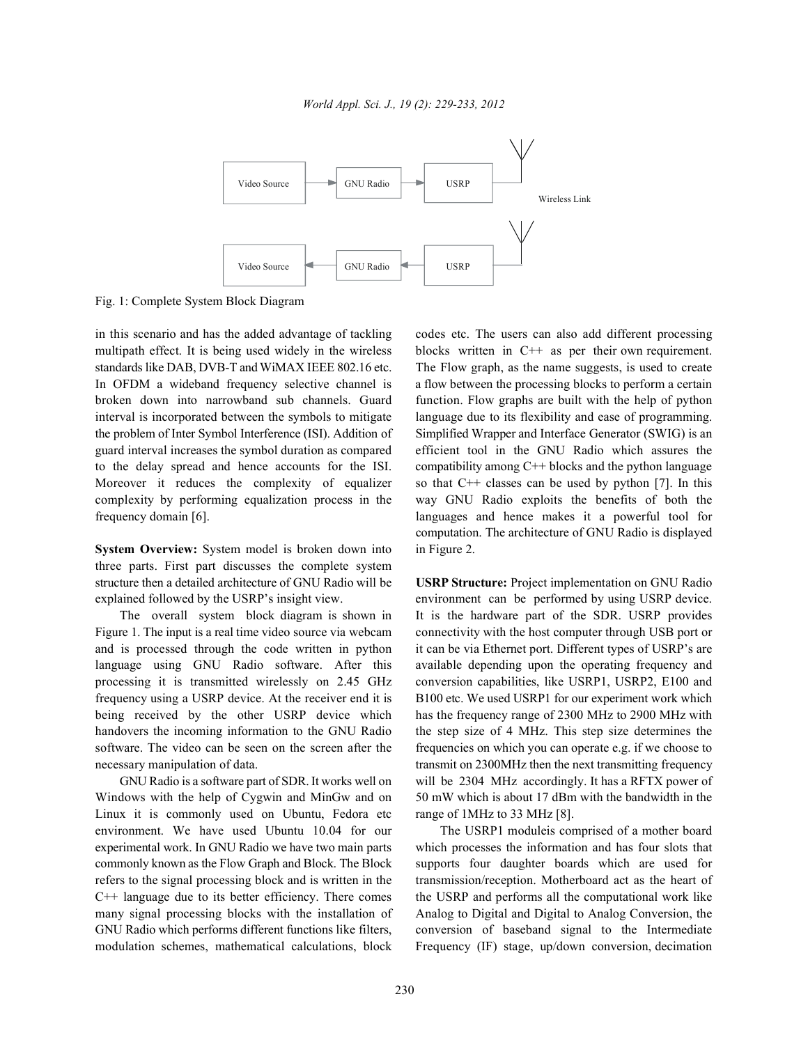Fig. 1: Complete System Block Diagram

in this scenario and has the added advantage of tackling multipath effect. It is being used widely in the wireless standards like DAB, DVB-T and WiMAX IEEE 802.16 etc. In OFDM a wideband frequency selective channel is broken down into narrowband sub channels. Guard interval is incorporated between the symbols to mitigate the problem of Inter Symbol Interference (ISI). Addition of guard interval increases the symbol duration as compared to the delay spread and hence accounts for the ISI. Moreover it reduces the complexity of equalizer complexity by performing equalization process in the frequency domain [6].

**System Overview:** System model is broken down into three parts. First part discusses the complete system structure then a detailed architecture of GNU Radio will be explained followed by the USRP's insight view.

The overall system block diagram is shown in Figure 1. The input is a real time video source via webcam and is processed through the code written in python language using GNU Radio software. After this processing it is transmitted wirelessly on 2.45 GHz frequency using a USRP device. At the receiver end it is being received by the other USRP device which handovers the incoming information to the GNU Radio software. The video can be seen on the screen after the necessary manipulation of data.

GNU Radio is a software part of SDR. It works well on Windows with the help of Cygwin and MinGw and on Linux it is commonly used on Ubuntu, Fedora etc environment. We have used Ubuntu 10.04 for our experimental work. In GNU Radio we have two main parts commonly known as the Flow Graph and Block. The Block refers to the signal processing block and is written in the C++ language due to its better efficiency. There comes many signal processing blocks with the installation of GNU Radio which performs different functions like filters, modulation schemes, mathematical calculations, block codes etc. The users can also add different processing blocks written in C++ as per their own requirement. The Flow graph, as the name suggests, is used to create a flow between the processing blocks to perform a certain function. Flow graphs are built with the help of python language due to its flexibility and ease of programming. Simplified Wrapper and Interface Generator (SWIG) is an efficient tool in the GNU Radio which assures the compatibility among C++ blocks and the python language so that C++ classes can be used by python [7]. In this way GNU Radio exploits the benefits of both the languages and hence makes it a powerful tool for computation. The architecture of GNU Radio is displayed in Figure 2.

**USRP Structure:** Project implementation on GNU Radio environment can be performed by using USRP device. It is the hardware part of the SDR. USRP provides connectivity with the host computer through USB port or it can be via Ethernet port. Different types of USRP's are available depending upon the operating frequency and conversion capabilities, like USRP1, USRP2, E100 and B100 etc. We used USRP1 for our experiment work which has the frequency range of 2300 MHz to 2900 MHz with the step size of 4 MHz. This step size determines the frequencies on which you can operate e.g. if we choose to transmit on 2300MHz then the next transmitting frequency will be 2304 MHz accordingly. It has a RFTX power of 50 mW which is about 17 dBm with the bandwidth in the range of 1MHz to 33 MHz [8].

The USRP1 moduleis comprised of a mother board which processes the information and has four slots that supports four daughter boards which are used for transmission/reception. Motherboard act as the heart of the USRP and performs all the computational work like Analog to Digital and Digital to Analog Conversion, the conversion of baseband signal to the Intermediate Frequency (IF) stage, up/down conversion, decimation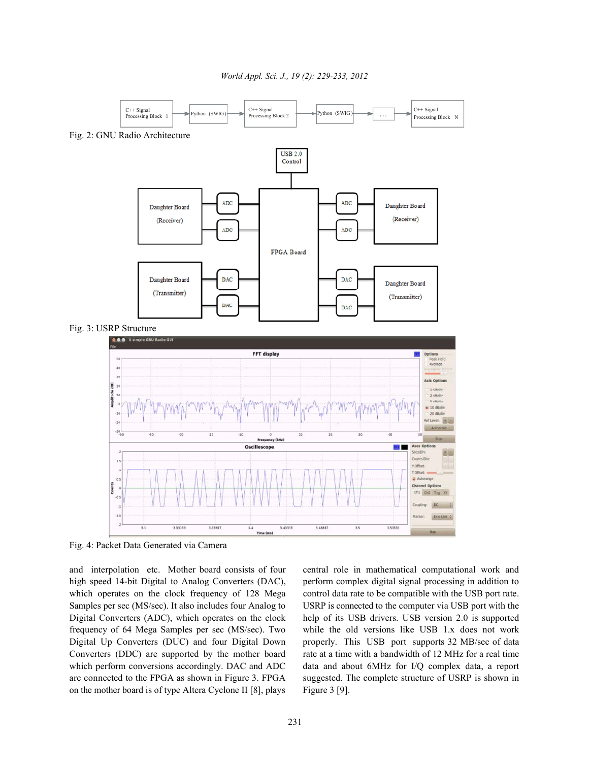Fig. 2: GNU Radio Architecture

Fig. 3: USRP Structure

Fig. 4: Packet Data Generated via Camera

and interpolation etc. Mother board consists of four high speed 14-bit Digital to Analog Converters (DAC), which operates on the clock frequency of 128 Mega Samples per sec (MS/sec). It also includes four Analog to Digital Converters (ADC), which operates on the clock frequency of 64 Mega Samples per sec (MS/sec). Two Digital Up Converters (DUC) and four Digital Down Converters (DDC) are supported by the mother board which perform conversions accordingly. DAC and ADC are connected to the FPGA as shown in Figure 3. FPGA on the mother board is of type Altera Cyclone II [8], plays central role in mathematical computational work and perform complex digital signal processing in addition to control data rate to be compatible with the USB port rate. USRP is connected to the computer via USB port with the help of its USB drivers. USB version 2.0 is supported while the old versions like USB 1.x does not work properly. This USB port supports 32 MB/sec of data rate at a time with a bandwidth of 12 MHz for a real time data and about 6MHz for I/Q complex data, a report suggested. The complete structure of USRP is shown in Figure 3 [9].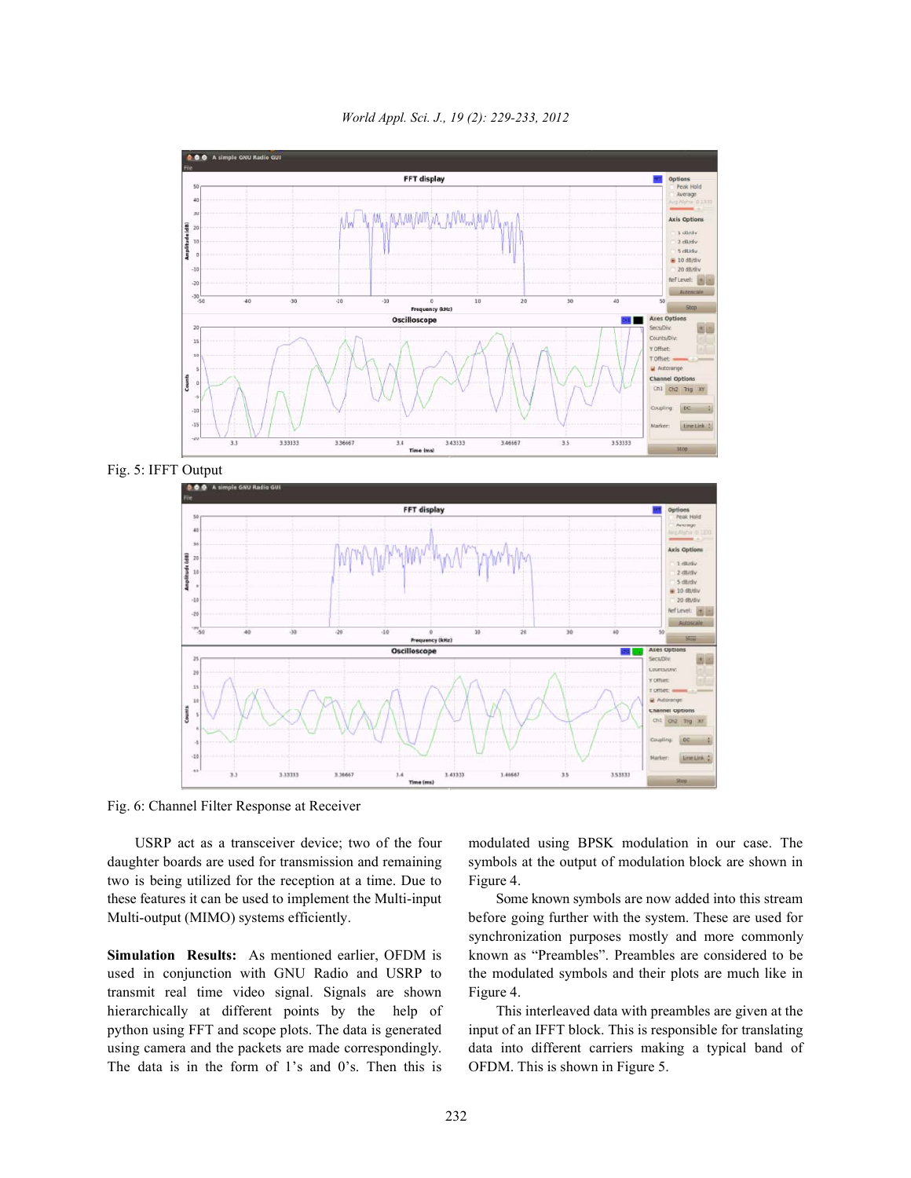Fig. 5: IFFT Output

Fig. 6: Channel Filter Response at Receiver

USRP act as a transceiver device; two of the four daughter boards are used for transmission and remaining two is being utilized for the reception at a time. Due to these features it can be used to implement the Multi-input Multi-output (MIMO) systems efficiently.

**Simulation Results:** As mentioned earlier, OFDM is used in conjunction with GNU Radio and USRP to transmit real time video signal. Signals are shown hierarchically at different points by the help of python using FFT and scope plots. The data is generated using camera and the packets are made correspondingly. The data is in the form of 1's and 0's. Then this is modulated using BPSK modulation in our case. The symbols at the output of modulation block are shown in Figure 4.

Some known symbols are now added into this stream before going further with the system. These are used for synchronization purposes mostly and more commonly known as "Preambles". Preambles are considered to be the modulated symbols and their plots are much like in Figure 4.

This interleaved data with preambles are given at the input of an IFFT block. This is responsible for translating data into different carriers making a typical band of OFDM. This is shown in Figure 5.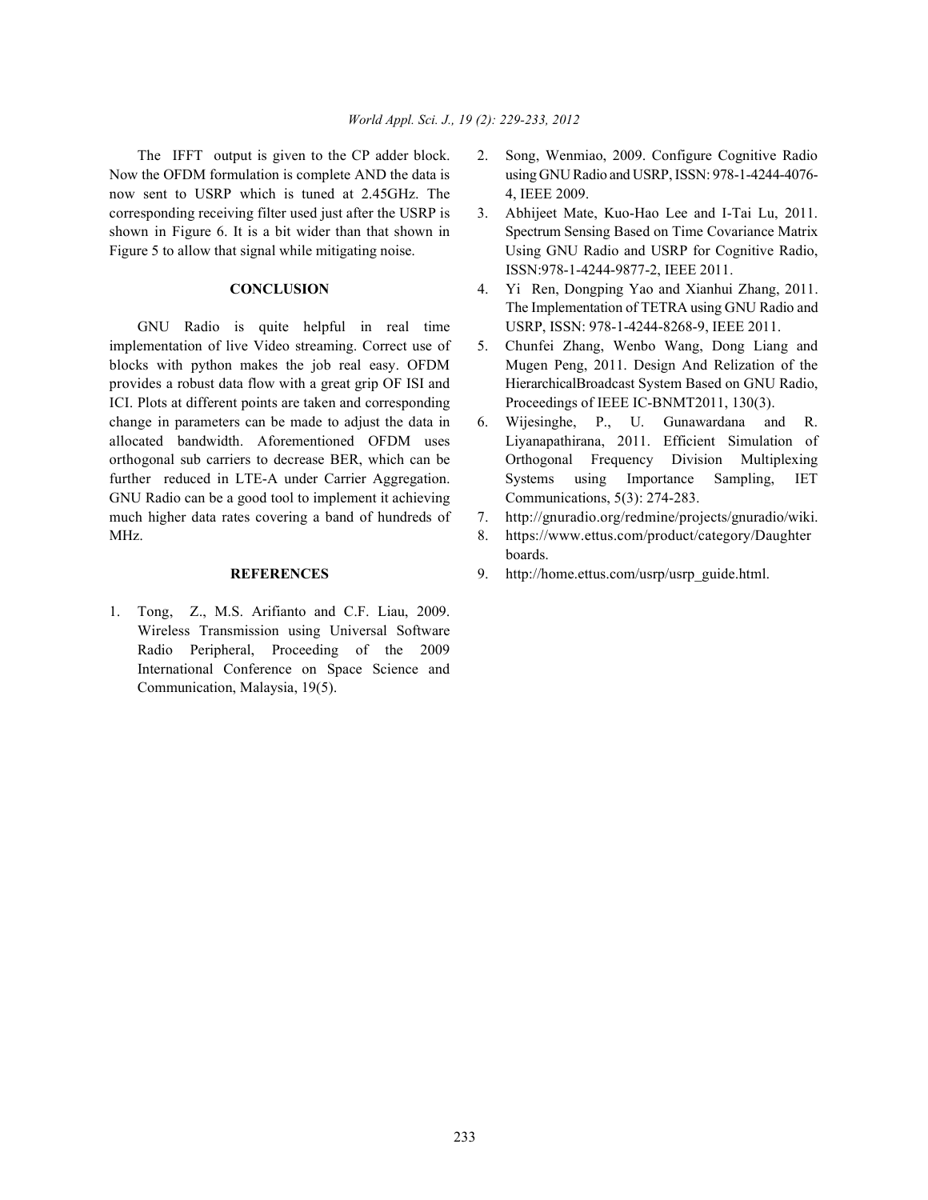The IFFT output is given to the CP adder block. Now the OFDM formulation is complete AND the data is now sent to USRP which is tuned at 2.45GHz. The corresponding receiving filter used just after the USRP is shown in Figure 6. It is a bit wider than that shown in Figure 5 to allow that signal while mitigating noise.

## CONCLUSION

GNU Radio is quite helpful in real time implementation of live Video streaming. Correct use of blocks with python makes the job real easy. OFDM provides a robust data flow with a great grip OF ISI and ICI. Plots at different points are taken and corresponding change in parameters can be made to adjust the data in allocated bandwidth. Aforementioned OFDM uses orthogonal sub carriers to decrease BER, which can be further reduced in LTE-A under Carrier Aggregation. GNU Radio can be a good tool to implement it achieving much higher data rates covering a band of hundreds of MHz.

## REFERENCES

1. Tong, Z., M.S. Arifianto and C.F. Liau, 2009. Wireless Transmission using Universal Software Radio Peripheral, Proceeding of the 2009 International Conference on Space Science and Communication, Malaysia, 19(5).
2. Song, Wenmiao, 2009. Configure Cognitive Radio using GNU Radio and USRP, ISSN: 978-1-4244-4076-4, IEEE 2009.
3. Abhijeet Mate, Kuo-Hao Lee and I-Tai Lu, 2011. Spectrum Sensing Based on Time Covariance Matrix Using GNU Radio and USRP for Cognitive Radio, ISSN:978-1-4244-9877-2, IEEE 2011.
4. Yi Ren, Dongping Yao and Xianhui Zhang, 2011. The Implementation of TETRA using GNU Radio and USRP, ISSN: 978-1-4244-8268-9, IEEE 2011.
5. Chunfei Zhang, Wenbo Wang, Dong Liang and Mugen Peng, 2011. Design And Relization of the HierarchicalBroadcast System Based on GNU Radio, Proceedings of IEEE IC-BNMT2011, 130(3).
6. Wijesinghe, P., U. Gunawardana and R. Liyanapathirana, 2011. Efficient Simulation of Orthogonal Frequency Division Multiplexing Systems using Importance Sampling, IET Communications, 5(3): 274-283.
7. http://gnuradio.org/redmine/projects/gnuradio/wiki.
8. https://www.ettus.com/product/category/Daughterboards.
9. http://home.ettus.com/usrp/usrp_guide.html.